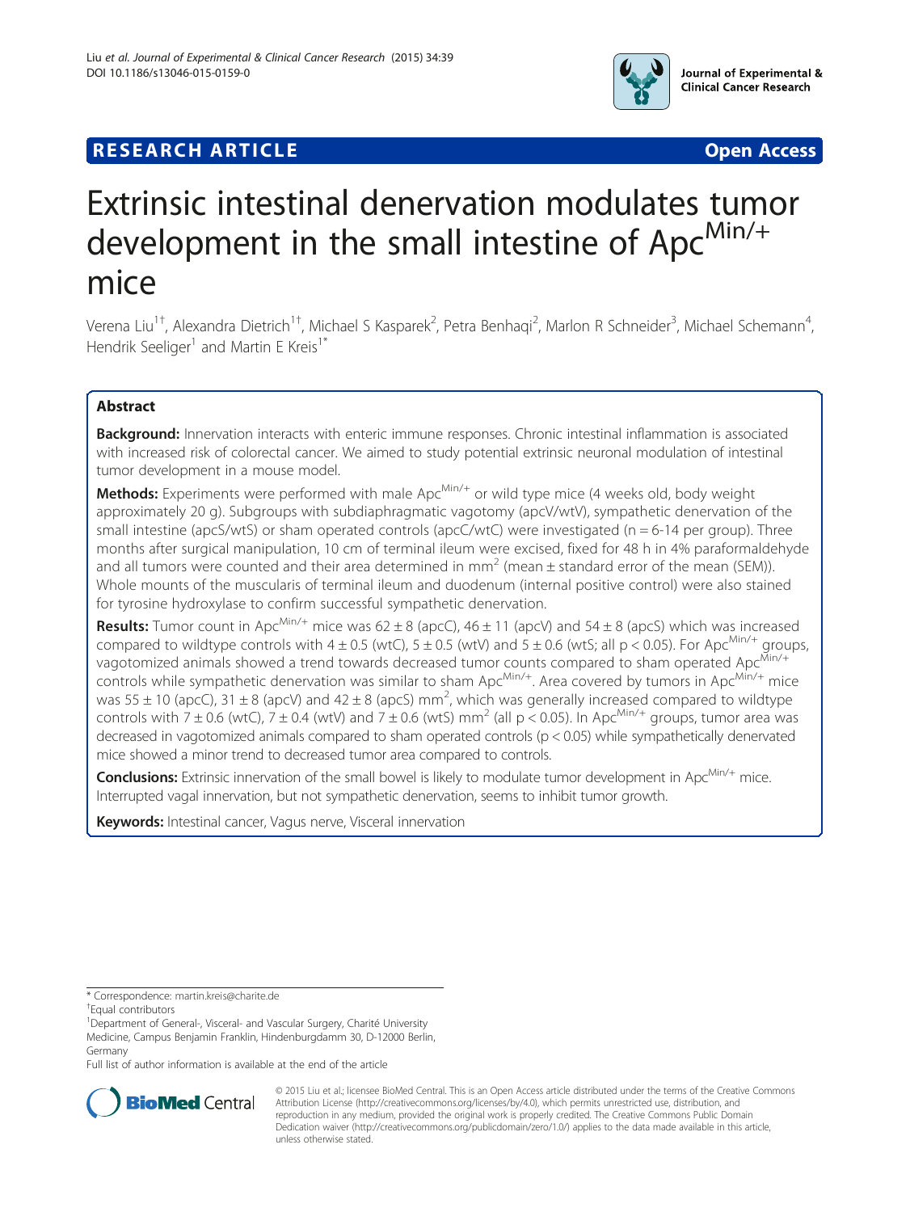RESEARCH ARTICLE

Open Access

# Extrinsic intestinal denervation modulates tumor development in the small intestine of $Apc^{Min/+}$ mice

Verena Liu[1†], Alexandra Dietrich[1†], Michael S Kasparek[2], Petra Benhaqi[2], Marlon R Schneider[3], Michael Schemann[4], Hendrik Seeliger[1] and Martin E Kreis[1*]

## Abstract

**Background:** Innervation interacts with enteric immune responses. Chronic intestinal inflammation is associated with increased risk of colorectal cancer. We aimed to study potential extrinsic neuronal modulation of intestinal tumor development in a mouse model.

**Methods:** Experiments were performed with male $Apc^{Min/+}$ or wild type mice (4 weeks old, body weight approximately 20 g). Subgroups with subdiaphragmatic vagotomy (apcV/wtV), sympathetic denervation of the small intestine (apcS/wtS) or sham operated controls (apcC/wtC) were investigated (n = 6-14 per group). Three months after surgical manipulation, 10 cm of terminal ileum were excised, fixed for 48 h in 4% paraformaldehyde and all tumors were counted and their area determined in $mm^2$ (mean ± standard error of the mean (SEM)). Whole mounts of the muscularis of terminal ileum and duodenum (internal positive control) were also stained for tyrosine hydroxylase to confirm successful sympathetic denervation.

**Results:** Tumor count in $Apc^{Min/+}$ mice was 62 ± 8 (apcC), 46 ± 11 (apcV) and 54 ± 8 (apcS) which was increased compared to wildtype controls with 4 ± 0.5 (wtC), 5 ± 0.5 (wtV) and 5 ± 0.6 (wtS; all $p < 0.05$). For $Apc^{Min/+}$ groups, vagotomized animals showed a trend towards decreased tumor counts compared to sham operated $Apc^{Min/+}$ controls while sympathetic denervation was similar to sham $Apc^{Min/+}$. Area covered by tumors in $Apc^{Min/+}$ mice was 55 ± 10 (apcC), 31 ± 8 (apcV) and 42 ± 8 (apcS) $mm^2$, which was generally increased compared to wildtype controls with 7 ± 0.6 (wtC), 7 ± 0.4 (wtV) and 7 ± 0.6 (wtS) $mm^2$ (all $p < 0.05$). In $Apc^{Min/+}$ groups, tumor area was decreased in vagotomized animals compared to sham operated controls ($p < 0.05$) while sympathetically denervated mice showed a minor trend to decreased tumor area compared to controls.

**Conclusions:** Extrinsic innervation of the small bowel is likely to modulate tumor development in $Apc^{Min/+}$ mice. Interrupted vagal innervation, but not sympathetic denervation, seems to inhibit tumor growth.

**Keywords:** Intestinal cancer, Vagus nerve, Visceral innervation

\* Correspondence: martin.kreis@charite.de

†Equal contributors

[1]Department of General-, Visceral- and Vascular Surgery, Charité University Medicine, Campus Benjamin Franklin, Hindenburgdamm 30, D-12000 Berlin, Germany

Full list of author information is available at the end of the article

© 2015 Liu et al.; licensee BioMed Central. This is an Open Access article distributed under the terms of the Creative Commons Attribution License (http://creativecommons.org/licenses/by/4.0), which permits unrestricted use, distribution, and reproduction in any medium, provided the original work is properly credited. The Creative Commons Public Domain Dedication waiver (http://creativecommons.org/publicdomain/zero/1.0/) applies to the data made available in this article, unless otherwise stated.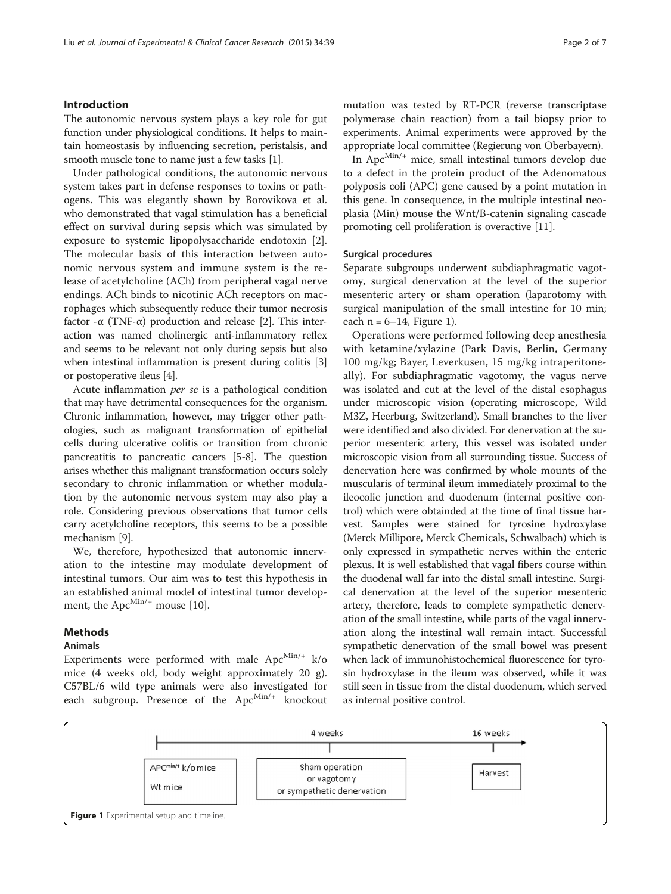## Introduction

The autonomic nervous system plays a key role for gut function under physiological conditions. It helps to maintain homeostasis by influencing secretion, peristalsis, and smooth muscle tone to name just a few tasks [1].

Under pathological conditions, the autonomic nervous system takes part in defense responses to toxins or pathogens. This was elegantly shown by Borovikova et al. who demonstrated that vagal stimulation has a beneficial effect on survival during sepsis which was simulated by exposure to systemic lipopolysaccharide endotoxin [2]. The molecular basis of this interaction between autonomic nervous system and immune system is the release of acetylcholine (ACh) from peripheral vagal nerve endings. ACh binds to nicotinic ACh receptors on macrophages which subsequently reduce their tumor necrosis factor -α (TNF-α) production and release [2]. This interaction was named cholinergic anti-inflammatory reflex and seems to be relevant not only during sepsis but also when intestinal inflammation is present during colitis [3] or postoperative ileus [4].

Acute inflammation *per se* is a pathological condition that may have detrimental consequences for the organism. Chronic inflammation, however, may trigger other pathologies, such as malignant transformation of epithelial cells during ulcerative colitis or transition from chronic pancreatitis to pancreatic cancers [5-8]. The question arises whether this malignant transformation occurs solely secondary to chronic inflammation or whether modulation by the autonomic nervous system may also play a role. Considering previous observations that tumor cells carry acetylcholine receptors, this seems to be a possible mechanism [9].

We, therefore, hypothesized that autonomic innervation to the intestine may modulate development of intestinal tumors. Our aim was to test this hypothesis in an established animal model of intestinal tumor development, the $Apc^{Min/+}$ mouse [10].

## Methods

### Animals

Experiments were performed with male $Apc^{Min/+}$ k/o mice (4 weeks old, body weight approximately 20 g). C57BL/6 wild type animals were also investigated for each subgroup. Presence of the $Apc^{Min/+}$ knockout mutation was tested by RT-PCR (reverse transcriptase polymerase chain reaction) from a tail biopsy prior to experiments. Animal experiments were approved by the appropriate local committee (Regierung von Oberbayern).

In $Apc^{Min/+}$ mice, small intestinal tumors develop due to a defect in the protein product of the Adenomatous polyposis coli (APC) gene caused by a point mutation in this gene. In consequence, in the multiple intestinal neoplasia (Min) mouse the Wnt/B-catenin signaling cascade promoting cell proliferation is overactive [11].

### Surgical procedures

Separate subgroups underwent subdiaphragmatic vagotomy, surgical denervation at the level of the superior mesenteric artery or sham operation (laparotomy with surgical manipulation of the small intestine for 10 min; each n = 6–14, Figure 1).

Operations were performed following deep anesthesia with ketamine/xylazine (Park Davis, Berlin, Germany 100 mg/kg; Bayer, Leverkusen, 15 mg/kg intraperitoneally). For subdiaphragmatic vagotomy, the vagus nerve was isolated and cut at the level of the distal esophagus under microscopic vision (operating microscope, Wild M3Z, Heerburg, Switzerland). Small branches to the liver were identified and also divided. For denervation at the superior mesenteric artery, this vessel was isolated under microscopic vision from all surrounding tissue. Success of denervation here was confirmed by whole mounts of the muscularis of terminal ileum immediately proximal to the ileocolic junction and duodenum (internal positive control) which were obtainded at the time of final tissue harvest. Samples were stained for tyrosine hydroxylase (Merck Millipore, Merck Chemicals, Schwalbach) which is only expressed in sympathetic nerves within the enteric plexus. It is well established that vagal fibers course within the duodenal wall far into the distal small intestine. Surgical denervation at the level of the superior mesenteric artery, therefore, leads to complete sympathetic denervation of the small intestine, while parts of the vagal innervation along the intestinal wall remain intact. Successful sympathetic denervation of the small bowel was present when lack of immunohistochemical fluorescence for tyrosin hydroxylase in the ileum was observed, while it was still seen in tissue from the distal duodenum, which served as internal positive control.

| | 4 weeks | 16 weeks |
|---|---|---|
| $APC^{min/+}$ k/o mice<br>Wt mice | Sham operation<br>or vagotomy<br>or sympathetic denervation | Harvest |

**Figure 1** Experimental setup and timeline.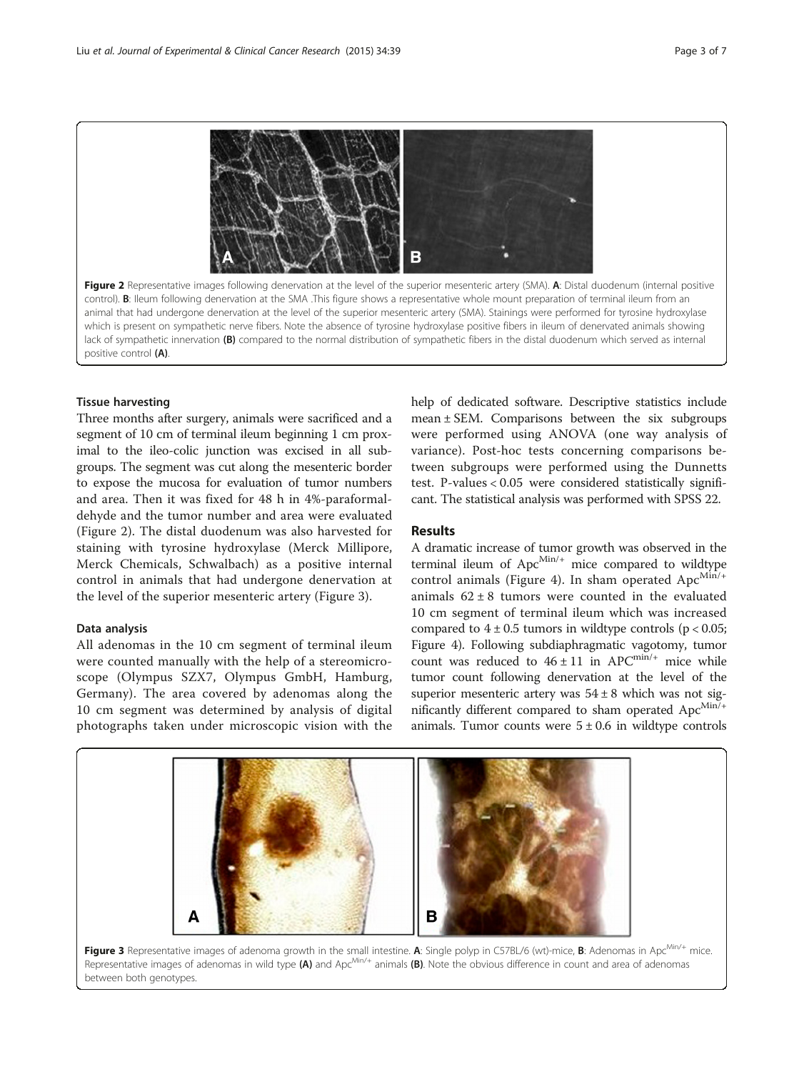Figure 2 Representative images following denervation at the level of the superior mesenteric artery (SMA). **A**: Distal duodenum (internal positive control). **B**: Ileum following denervation at the SMA .This figure shows a representative whole mount preparation of terminal ileum from an animal that had undergone denervation at the level of the superior mesenteric artery (SMA). Stainings were performed for tyrosine hydroxylase which is present on sympathetic nerve fibers. Note the absence of tyrosine hydroxylase positive fibers in ileum of denervated animals showing lack of sympathetic innervation **(B)** compared to the normal distribution of sympathetic fibers in the distal duodenum which served as internal positive control **(A)**.

### Tissue harvesting

Three months after surgery, animals were sacrificed and a segment of 10 cm of terminal ileum beginning 1 cm proximal to the ileo-colic junction was excised in all subgroups. The segment was cut along the mesenteric border to expose the mucosa for evaluation of tumor numbers and area. Then it was fixed for 48 h in 4%-paraformaldehyde and the tumor number and area were evaluated (Figure 2). The distal duodenum was also harvested for staining with tyrosine hydroxylase (Merck Millipore, Merck Chemicals, Schwalbach) as a positive internal control in animals that had undergone denervation at the level of the superior mesenteric artery (Figure 3).

### Data analysis

All adenomas in the 10 cm segment of terminal ileum were counted manually with the help of a stereomicroscope (Olympus SZX7, Olympus GmbH, Hamburg, Germany). The area covered by adenomas along the 10 cm segment was determined by analysis of digital photographs taken under microscopic vision with the help of dedicated software. Descriptive statistics include mean ± SEM. Comparisons between the six subgroups were performed using ANOVA (one way analysis of variance). Post-hoc tests concerning comparisons between subgroups were performed using the Dunnetts test. P-values < 0.05 were considered statistically significant. The statistical analysis was performed with SPSS 22.

## Results

A dramatic increase of tumor growth was observed in the terminal ileum of $Apc^{Min/+}$ mice compared to wildtype control animals (Figure 4). In sham operated $Apc^{Min/+}$ animals $62 \pm 8$ tumors were counted in the evaluated 10 cm segment of terminal ileum which was increased compared to $4 \pm 0.5$ tumors in wildtype controls ($p < 0.05$; Figure 4). Following subdiaphragmatic vagotomy, tumor count was reduced to $46 \pm 11$ in $APC^{min/+}$ mice while tumor count following denervation at the level of the superior mesenteric artery was $54 \pm 8$ which was not significantly different compared to sham operated $Apc^{Min/+}$ animals. Tumor counts were $5 \pm 0.6$ in wildtype controls

Figure 3 Representative images of adenoma growth in the small intestine. **A**: Single polyp in C57BL/6 (wt)-mice, **B**: Adenomas in $Apc^{Min/+}$ mice. Representative images of adenomas in wild type **(A)** and $Apc^{Min/+}$ animals **(B)**. Note the obvious difference in count and area of adenomas between both genotypes.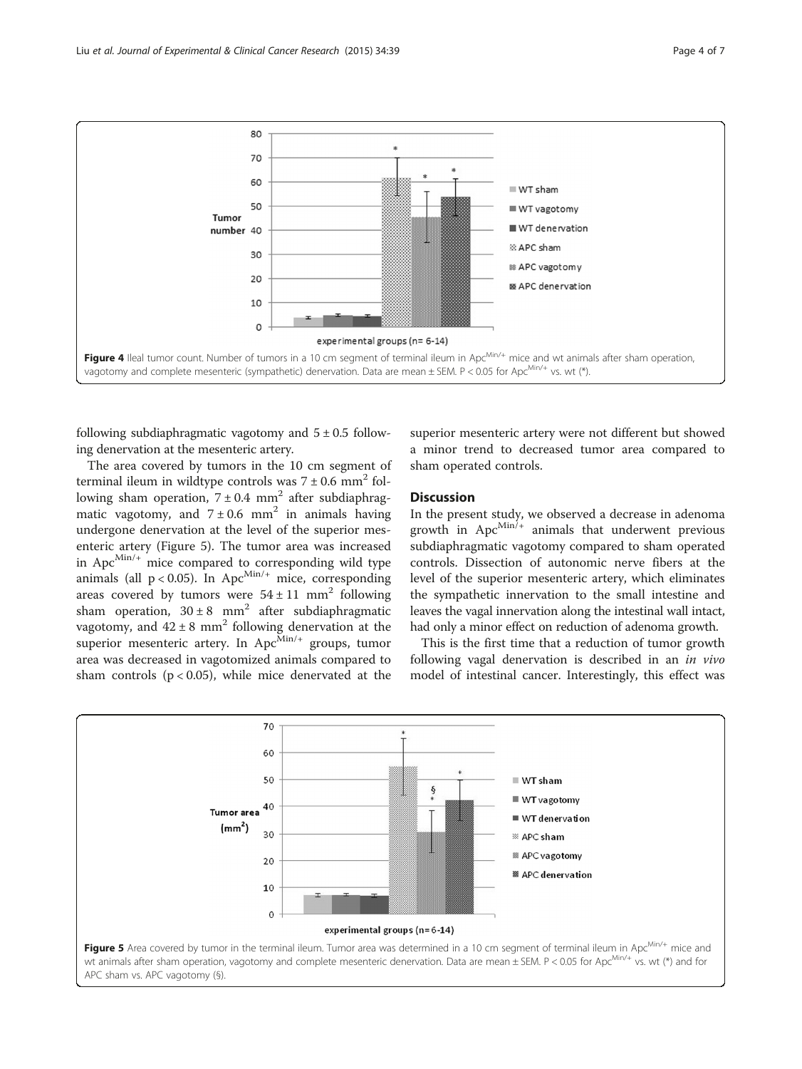Figure 4 Ileal tumor count. Number of tumors in a 10 cm segment of terminal ileum in Apc$^{Min/+}$ mice and wt animals after sham operation, vagotomy and complete mesenteric (sympathetic) denervation. Data are mean ± SEM. P < 0.05 for Apc$^{Min/+}$ vs. wt (*).

following subdiaphragmatic vagotomy and $5 \pm 0.5$ following denervation at the mesenteric artery.

The area covered by tumors in the 10 cm segment of terminal ileum in wildtype controls was $7 \pm 0.6$ mm$^2$ following sham operation, $7 \pm 0.4$ mm$^2$ after subdiaphragmatic vagotomy, and $7 \pm 0.6$ mm$^2$ in animals having undergone denervation at the level of the superior mesenteric artery (Figure 5). The tumor area was increased in Apc$^{Min/+}$ mice compared to corresponding wild type animals (all $p < 0.05$). In Apc$^{Min/+}$ mice, corresponding areas covered by tumors were $54 \pm 11$ mm$^2$ following sham operation, $30 \pm 8$ mm$^2$ after subdiaphragmatic vagotomy, and $42 \pm 8$ mm$^2$ following denervation at the superior mesenteric artery. In Apc$^{Min/+}$ groups, tumor area was decreased in vagotomized animals compared to sham controls ($p < 0.05$), while mice denervated at the superior mesenteric artery were not different but showed a minor trend to decreased tumor area compared to sham operated controls.

## Discussion

In the present study, we observed a decrease in adenoma growth in Apc$^{Min/+}$ animals that underwent previous subdiaphragmatic vagotomy compared to sham operated controls. Dissection of autonomic nerve fibers at the level of the superior mesenteric artery, which eliminates the sympathetic innervation to the small intestine and leaves the vagal innervation along the intestinal wall intact, had only a minor effect on reduction of adenoma growth.

This is the first time that a reduction of tumor growth following vagal denervation is described in an *in vivo* model of intestinal cancer. Interestingly, this effect was

Figure 5 Area covered by tumor in the terminal ileum. Tumor area was determined in a 10 cm segment of terminal ileum in Apc$^{Min/+}$ mice and wt animals after sham operation, vagotomy and complete mesenteric denervation. Data are mean ± SEM. P < 0.05 for Apc$^{Min/+}$ vs. wt (*) and for APC sham vs. APC vagotomy (§).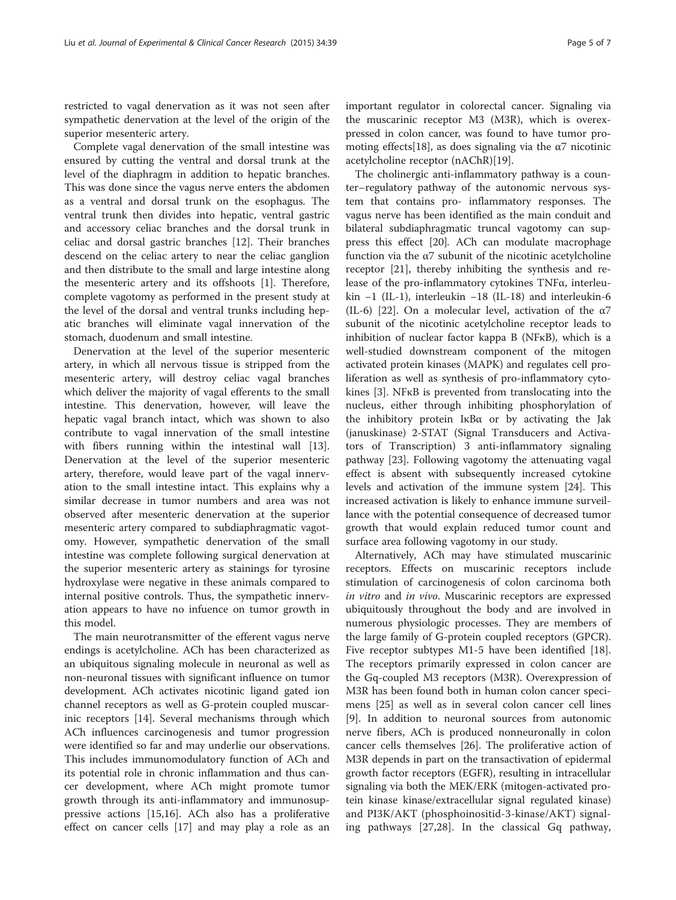restricted to vagal denervation as it was not seen after sympathetic denervation at the level of the origin of the superior mesenteric artery.

Complete vagal denervation of the small intestine was ensured by cutting the ventral and dorsal trunk at the level of the diaphragm in addition to hepatic branches. This was done since the vagus nerve enters the abdomen as a ventral and dorsal trunk on the esophagus. The ventral trunk then divides into hepatic, ventral gastric and accessory celiac branches and the dorsal trunk in celiac and dorsal gastric branches [12]. Their branches descend on the celiac artery to near the celiac ganglion and then distribute to the small and large intestine along the mesenteric artery and its offshoots [1]. Therefore, complete vagotomy as performed in the present study at the level of the dorsal and ventral trunks including hepatic branches will eliminate vagal innervation of the stomach, duodenum and small intestine.

Denervation at the level of the superior mesenteric artery, in which all nervous tissue is stripped from the mesenteric artery, will destroy celiac vagal branches which deliver the majority of vagal efferents to the small intestine. This denervation, however, will leave the hepatic vagal branch intact, which was shown to also contribute to vagal innervation of the small intestine with fibers running within the intestinal wall [13]. Denervation at the level of the superior mesenteric artery, therefore, would leave part of the vagal innervation to the small intestine intact. This explains why a similar decrease in tumor numbers and area was not observed after mesenteric denervation at the superior mesenteric artery compared to subdiaphragmatic vagotomy. However, sympathetic denervation of the small intestine was complete following surgical denervation at the superior mesenteric artery as stainings for tyrosine hydroxylase were negative in these animals compared to internal positive controls. Thus, the sympathetic innervation appears to have no infuence on tumor growth in this model.

The main neurotransmitter of the efferent vagus nerve endings is acetylcholine. ACh has been characterized as an ubiquitous signaling molecule in neuronal as well as non-neuronal tissues with significant influence on tumor development. ACh activates nicotinic ligand gated ion channel receptors as well as G-protein coupled muscarinic receptors [14]. Several mechanisms through which ACh influences carcinogenesis and tumor progression were identified so far and may underlie our observations. This includes immunomodulatory function of ACh and its potential role in chronic inflammation and thus cancer development, where ACh might promote tumor growth through its anti-inflammatory and immunosuppressive actions [15,16]. ACh also has a proliferative effect on cancer cells [17] and may play a role as an important regulator in colorectal cancer. Signaling via the muscarinic receptor M3 (M3R), which is overexpressed in colon cancer, was found to have tumor promoting effects[18], as does signaling via the α7 nicotinic acetylcholine receptor (nAChR)[19].

The cholinergic anti-inflammatory pathway is a counter–regulatory pathway of the autonomic nervous system that contains pro- inflammatory responses. The vagus nerve has been identified as the main conduit and bilateral subdiaphragmatic truncal vagotomy can suppress this effect [20]. ACh can modulate macrophage function via the α7 subunit of the nicotinic acetylcholine receptor [21], thereby inhibiting the synthesis and release of the pro-inflammatory cytokines TNFα, interleukin −1 (IL-1), interleukin −18 (IL-18) and interleukin-6 (IL-6) [22]. On a molecular level, activation of the α7 subunit of the nicotinic acetylcholine receptor leads to inhibition of nuclear factor kappa B (NFκB), which is a well-studied downstream component of the mitogen activated protein kinases (MAPK) and regulates cell proliferation as well as synthesis of pro-inflammatory cytokines [3]. NFκB is prevented from translocating into the nucleus, either through inhibiting phosphorylation of the inhibitory protein IκBα or by activating the Jak (januskinase) 2-STAT (Signal Transducers and Activators of Transcription) 3 anti-inflammatory signaling pathway [23]. Following vagotomy the attenuating vagal effect is absent with subsequently increased cytokine levels and activation of the immune system [24]. This increased activation is likely to enhance immune surveillance with the potential consequence of decreased tumor growth that would explain reduced tumor count and surface area following vagotomy in our study.

Alternatively, ACh may have stimulated muscarinic receptors. Effects on muscarinic receptors include stimulation of carcinogenesis of colon carcinoma both *in vitro* and *in vivo*. Muscarinic receptors are expressed ubiquitously throughout the body and are involved in numerous physiologic processes. They are members of the large family of G-protein coupled receptors (GPCR). Five receptor subtypes M1-5 have been identified [18]. The receptors primarily expressed in colon cancer are the Gq-coupled M3 receptors (M3R). Overexpression of M3R has been found both in human colon cancer specimens [25] as well as in several colon cancer cell lines [9]. In addition to neuronal sources from autonomic nerve fibers, ACh is produced nonneuronally in colon cancer cells themselves [26]. The proliferative action of M3R depends in part on the transactivation of epidermal growth factor receptors (EGFR), resulting in intracellular signaling via both the MEK/ERK (mitogen-activated protein kinase kinase/extracellular signal regulated kinase) and PI3K/AKT (phosphoinositid-3-kinase/AKT) signaling pathways [27,28]. In the classical Gq pathway,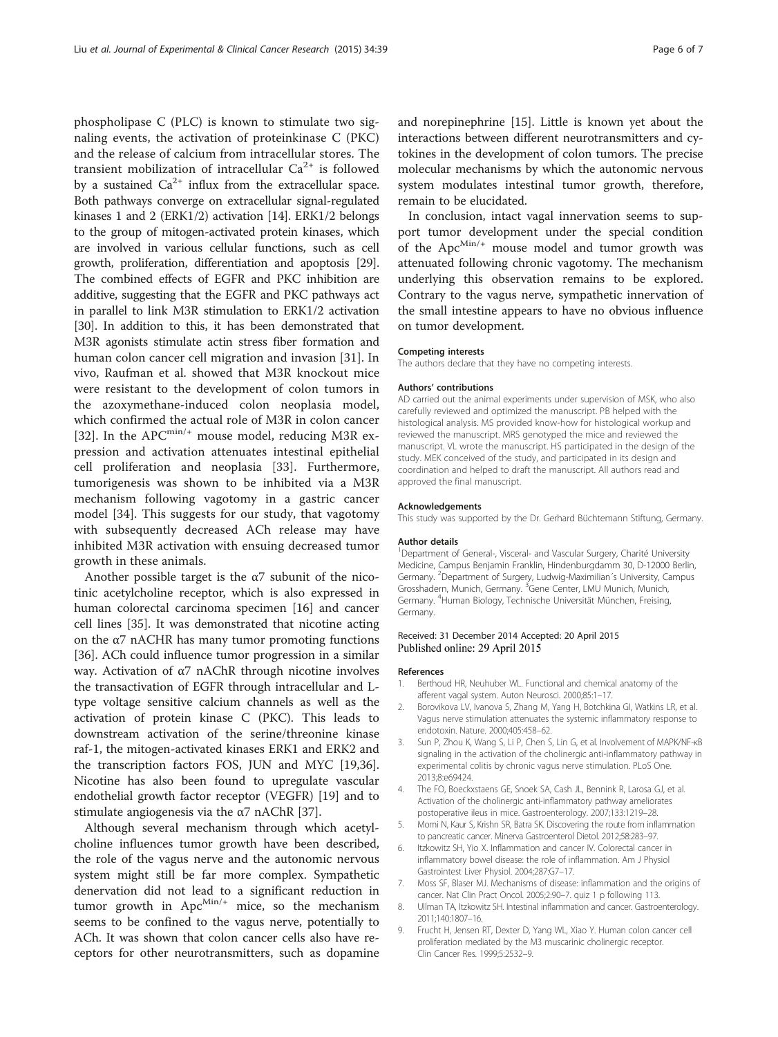phospholipase C (PLC) is known to stimulate two signaling events, the activation of proteinkinase C (PKC) and the release of calcium from intracellular stores. The transient mobilization of intracellular $Ca^{2+}$ is followed by a sustained $Ca^{2+}$ influx from the extracellular space. Both pathways converge on extracellular signal-regulated kinases 1 and 2 (ERK1/2) activation [14]. ERK1/2 belongs to the group of mitogen-activated protein kinases, which are involved in various cellular functions, such as cell growth, proliferation, differentiation and apoptosis [29]. The combined effects of EGFR and PKC inhibition are additive, suggesting that the EGFR and PKC pathways act in parallel to link M3R stimulation to ERK1/2 activation [30]. In addition to this, it has been demonstrated that M3R agonists stimulate actin stress fiber formation and human colon cancer cell migration and invasion [31]. In vivo, Raufman et al. showed that M3R knockout mice were resistant to the development of colon tumors in the azoxymethane-induced colon neoplasia model, which confirmed the actual role of M3R in colon cancer [32]. In the $APC^{min/+}$ mouse model, reducing M3R expression and activation attenuates intestinal epithelial cell proliferation and neoplasia [33]. Furthermore, tumorigenesis was shown to be inhibited via a M3R mechanism following vagotomy in a gastric cancer model [34]. This suggests for our study, that vagotomy with subsequently decreased ACh release may have inhibited M3R activation with ensuing decreased tumor growth in these animals.

Another possible target is the α7 subunit of the nicotinic acetylcholine receptor, which is also expressed in human colorectal carcinoma specimen [16] and cancer cell lines [35]. It was demonstrated that nicotine acting on the α7 nACHR has many tumor promoting functions [36]. ACh could influence tumor progression in a similar way. Activation of α7 nAChR through nicotine involves the transactivation of EGFR through intracellular and L-type voltage sensitive calcium channels as well as the activation of protein kinase C (PKC). This leads to downstream activation of the serine/threonine kinase raf-1, the mitogen-activated kinases ERK1 and ERK2 and the transcription factors FOS, JUN and MYC [19,36]. Nicotine has also been found to upregulate vascular endothelial growth factor receptor (VEGFR) [19] and to stimulate angiogenesis via the α7 nAChR [37].

Although several mechanism through which acetylcholine influences tumor growth have been described, the role of the vagus nerve and the autonomic nervous system might still be far more complex. Sympathetic denervation did not lead to a significant reduction in tumor growth in $Apc^{Min/+}$ mice, so the mechanism seems to be confined to the vagus nerve, potentially to ACh. It was shown that colon cancer cells also have receptors for other neurotransmitters, such as dopamine and norepinephrine [15]. Little is known yet about the interactions between different neurotransmitters and cytokines in the development of colon tumors. The precise molecular mechanisms by which the autonomic nervous system modulates intestinal tumor growth, therefore, remain to be elucidated.

In conclusion, intact vagal innervation seems to support tumor development under the special condition of the $Apc^{Min/+}$ mouse model and tumor growth was attenuated following chronic vagotomy. The mechanism underlying this observation remains to be explored. Contrary to the vagus nerve, sympathetic innervation of the small intestine appears to have no obvious influence on tumor development.

#### Competing interests

The authors declare that they have no competing interests.

#### Authors' contributions

AD carried out the animal experiments under supervision of MSK, who also carefully reviewed and optimized the manuscript. PB helped with the histological analysis. MS provided know-how for histological workup and reviewed the manuscript. MRS genotyped the mice and reviewed the manuscript. VL wrote the manuscript. HS participated in the design of the study. MEK conceived of the study, and participated in its design and coordination and helped to draft the manuscript. All authors read and approved the final manuscript.

#### Acknowledgements

This study was supported by the Dr. Gerhard Büchtemann Stiftung, Germany.

#### Author details

[1]Department of General-, Visceral- and Vascular Surgery, Charité University Medicine, Campus Benjamin Franklin, Hindenburgdamm 30, D-12000 Berlin, Germany. [2]Department of Surgery, Ludwig-Maximilian´s University, Campus Grosshadern, Munich, Germany. [3]Gene Center, LMU Munich, Munich, Germany. [4]Human Biology, Technische Universität München, Freising, Germany.

Received: 31 December 2014 Accepted: 20 April 2015
Published online: 29 April 2015

#### References

1. Berthoud HR, Neuhuber WL. Functional and chemical anatomy of the afferent vagal system. Auton Neurosci. 2000;85:1–17.
2. Borovikova LV, Ivanova S, Zhang M, Yang H, Botchkina GI, Watkins LR, et al. Vagus nerve stimulation attenuates the systemic inflammatory response to endotoxin. Nature. 2000;405:458–62.
3. Sun P, Zhou K, Wang S, Li P, Chen S, Lin G, et al. Involvement of MAPK/NF-κB signaling in the activation of the cholinergic anti-inflammatory pathway in experimental colitis by chronic vagus nerve stimulation. PLoS One. 2013;8:e69424.
4. The FO, Boeckxstaens GE, Snoek SA, Cash JL, Bennink R, Larosa GJ, et al. Activation of the cholinergic anti-inflammatory pathway ameliorates postoperative ileus in mice. Gastroenterology. 2007;133:1219–28.
5. Momi N, Kaur S, Krishn SR, Batra SK. Discovering the route from inflammation to pancreatic cancer. Minerva Gastroenterol Dietol. 2012;58:283–97.
6. Itzkowitz SH, Yio X. Inflammation and cancer IV. Colorectal cancer in inflammatory bowel disease: the role of inflammation. Am J Physiol Gastrointest Liver Physiol. 2004;287:G7–17.
7. Moss SF, Blaser MJ. Mechanisms of disease: inflammation and the origins of cancer. Nat Clin Pract Oncol. 2005;2:90–7. quiz 1 p following 113.
8. Ullman TA, Itzkowitz SH. Intestinal inflammation and cancer. Gastroenterology. 2011;140:1807–16.
9. Frucht H, Jensen RT, Dexter D, Yang WL, Xiao Y. Human colon cancer cell proliferation mediated by the M3 muscarinic cholinergic receptor. Clin Cancer Res. 1999;5:2532–9.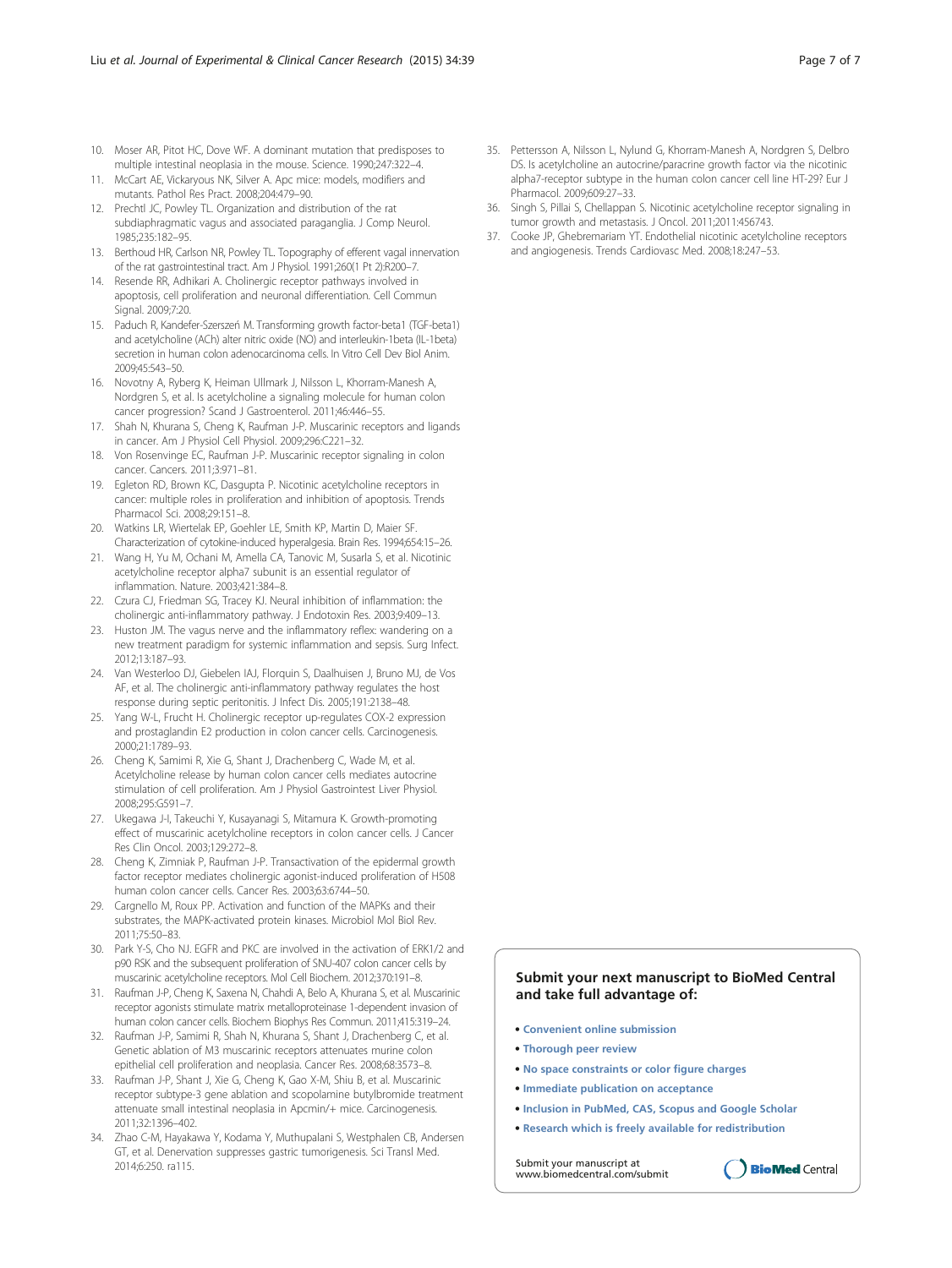10. Moser AR, Pitot HC, Dove WF. A dominant mutation that predisposes to multiple intestinal neoplasia in the mouse. Science. 1990;247:322–4.
11. McCart AE, Vickaryous NK, Silver A. Apc mice: models, modifiers and mutants. Pathol Res Pract. 2008;204:479–90.
12. Prechtl JC, Powley TL. Organization and distribution of the rat subdiaphragmatic vagus and associated paraganglia. J Comp Neurol. 1985;235:182–95.
13. Berthoud HR, Carlson NR, Powley TL. Topography of efferent vagal innervation of the rat gastrointestinal tract. Am J Physiol. 1991;260(1 Pt 2):R200–7.
14. Resende RR, Adhikari A. Cholinergic receptor pathways involved in apoptosis, cell proliferation and neuronal differentiation. Cell Commun Signal. 2009;7:20.
15. Paduch R, Kandefer-Szerszeń M. Transforming growth factor-beta1 (TGF-beta1) and acetylcholine (ACh) alter nitric oxide (NO) and interleukin-1beta (IL-1beta) secretion in human colon adenocarcinoma cells. In Vitro Cell Dev Biol Anim. 2009;45:543–50.
16. Novotny A, Ryberg K, Heiman Ullmark J, Nilsson L, Khorram-Manesh A, Nordgren S, et al. Is acetylcholine a signaling molecule for human colon cancer progression? Scand J Gastroenterol. 2011;46:446–55.
17. Shah N, Khurana S, Cheng K, Raufman J-P. Muscarinic receptors and ligands in cancer. Am J Physiol Cell Physiol. 2009;296:C221–32.
18. Von Rosenvinge EC, Raufman J-P. Muscarinic receptor signaling in colon cancer. Cancers. 2011;3:971–81.
19. Egleton RD, Brown KC, Dasgupta P. Nicotinic acetylcholine receptors in cancer: multiple roles in proliferation and inhibition of apoptosis. Trends Pharmacol Sci. 2008;29:151–8.
20. Watkins LR, Wiertelak EP, Goehler LE, Smith KP, Martin D, Maier SF. Characterization of cytokine-induced hyperalgesia. Brain Res. 1994;654:15–26.
21. Wang H, Yu M, Ochani M, Amella CA, Tanovic M, Susarla S, et al. Nicotinic acetylcholine receptor alpha7 subunit is an essential regulator of inflammation. Nature. 2003;421:384–8.
22. Czura CJ, Friedman SG, Tracey KJ. Neural inhibition of inflammation: the cholinergic anti-inflammatory pathway. J Endotoxin Res. 2003;9:409–13.
23. Huston JM. The vagus nerve and the inflammatory reflex: wandering on a new treatment paradigm for systemic inflammation and sepsis. Surg Infect. 2012;13:187–93.
24. Van Westerloo DJ, Giebelen IAJ, Florquin S, Daalhuisen J, Bruno MJ, de Vos AF, et al. The cholinergic anti-inflammatory pathway regulates the host response during septic peritonitis. J Infect Dis. 2005;191:2138–48.
25. Yang W-L, Frucht H. Cholinergic receptor up-regulates COX-2 expression and prostaglandin E2 production in colon cancer cells. Carcinogenesis. 2000;21:1789–93.
26. Cheng K, Samimi R, Xie G, Shant J, Drachenberg C, Wade M, et al. Acetylcholine release by human colon cancer cells mediates autocrine stimulation of cell proliferation. Am J Physiol Gastrointest Liver Physiol. 2008;295:G591–7.
27. Ukegawa J-I, Takeuchi Y, Kusayanagi S, Mitamura K. Growth-promoting effect of muscarinic acetylcholine receptors in colon cancer cells. J Cancer Res Clin Oncol. 2003;129:272–8.
28. Cheng K, Zimniak P, Raufman J-P. Transactivation of the epidermal growth factor receptor mediates cholinergic agonist-induced proliferation of H508 human colon cancer cells. Cancer Res. 2003;63:6744–50.
29. Cargnello M, Roux PP. Activation and function of the MAPKs and their substrates, the MAPK-activated protein kinases. Microbiol Mol Biol Rev. 2011;75:50–83.
30. Park Y-S, Cho NJ. EGFR and PKC are involved in the activation of ERK1/2 and p90 RSK and the subsequent proliferation of SNU-407 colon cancer cells by muscarinic acetylcholine receptors. Mol Cell Biochem. 2012;370:191–8.
31. Raufman J-P, Cheng K, Saxena N, Chahdi A, Belo A, Khurana S, et al. Muscarinic receptor agonists stimulate matrix metalloproteinase 1-dependent invasion of human colon cancer cells. Biochem Biophys Res Commun. 2011;415:319–24.
32. Raufman J-P, Samimi R, Shah N, Khurana S, Shant J, Drachenberg C, et al. Genetic ablation of M3 muscarinic receptors attenuates murine colon epithelial cell proliferation and neoplasia. Cancer Res. 2008;68:3573–8.
33. Raufman J-P, Shant J, Xie G, Cheng K, Gao X-M, Shiu B, et al. Muscarinic receptor subtype-3 gene ablation and scopolamine butylbromide treatment attenuate small intestinal neoplasia in Apcmin/+ mice. Carcinogenesis. 2011;32:1396–402.
34. Zhao C-M, Hayakawa Y, Kodama Y, Muthupalani S, Westphalen CB, Andersen GT, et al. Denervation suppresses gastric tumorigenesis. Sci Transl Med. 2014;6:250. ra115.
35. Pettersson A, Nilsson L, Nylund G, Khorram-Manesh A, Nordgren S, Delbro DS. Is acetylcholine an autocrine/paracrine growth factor via the nicotinic alpha7-receptor subtype in the human colon cancer cell line HT-29? Eur J Pharmacol. 2009;609:27–33.
36. Singh S, Pillai S, Chellappan S. Nicotinic acetylcholine receptor signaling in tumor growth and metastasis. J Oncol. 2011;2011:456743.
37. Cooke JP, Ghebremariam YT. Endothelial nicotinic acetylcholine receptors and angiogenesis. Trends Cardiovasc Med. 2008;18:247–53.

**Submit your next manuscript to BioMed Central and take full advantage of:**

- Convenient online submission
- Thorough peer review
- No space constraints or color figure charges
- Immediate publication on acceptance
- Inclusion in PubMed, CAS, Scopus and Google Scholar
- Research which is freely available for redistribution

Submit your manuscript at
www.biomedcentral.com/submit

BioMed Central